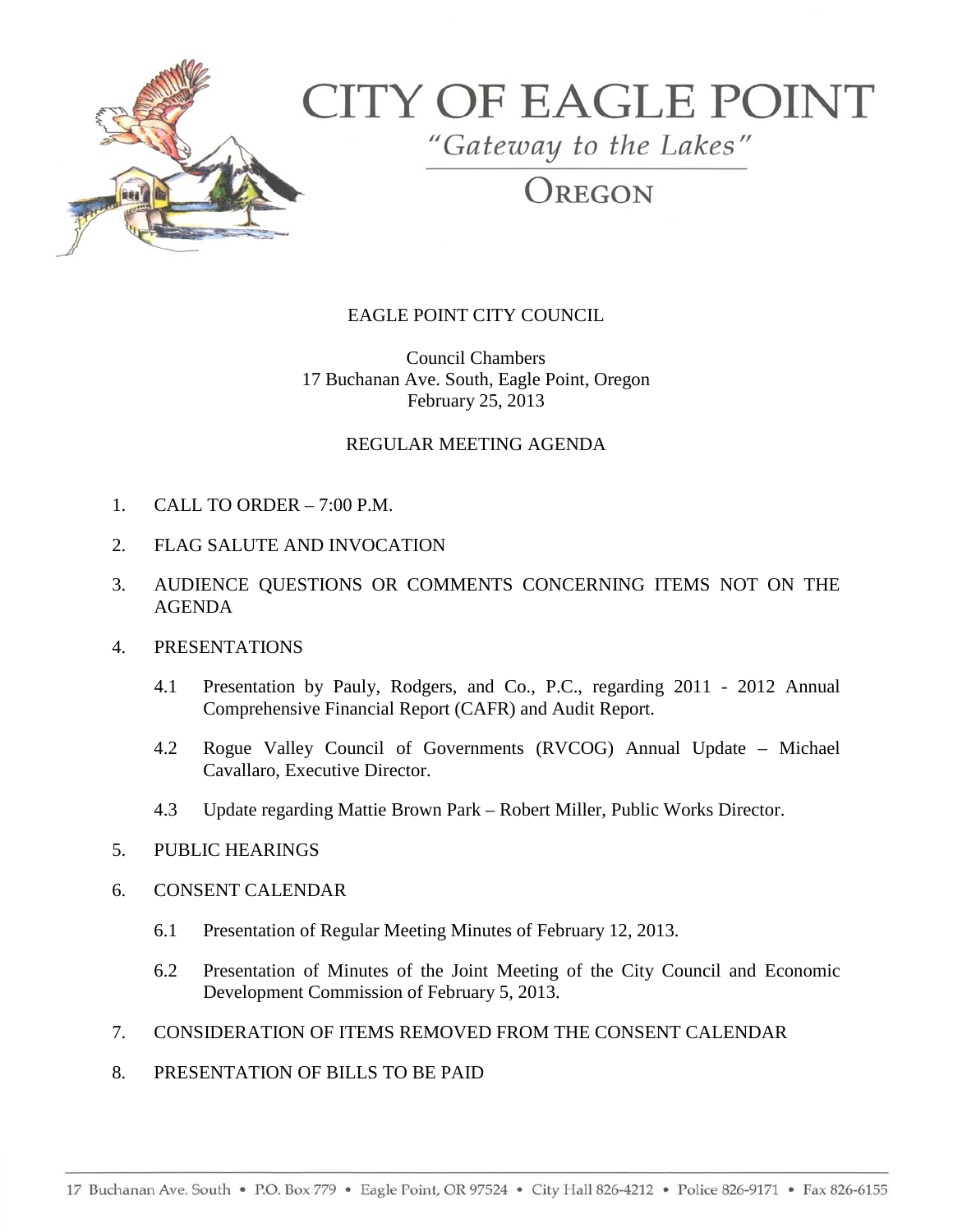# CITY OF EAGLE POINT

*"Gateway to the Lakes"*

OREGON

EAGLE POINT CITY COUNCIL

Council Chambers
17 Buchanan Ave. South, Eagle Point, Oregon
February 25, 2013

REGULAR MEETING AGENDA

1. CALL TO ORDER – 7:00 P.M.

2. FLAG SALUTE AND INVOCATION

3. AUDIENCE QUESTIONS OR COMMENTS CONCERNING ITEMS NOT ON THE AGENDA

4. PRESENTATIONS

   4.1 Presentation by Pauly, Rodgers, and Co., P.C., regarding 2011 - 2012 Annual Comprehensive Financial Report (CAFR) and Audit Report.

   4.2 Rogue Valley Council of Governments (RVCOG) Annual Update – Michael Cavallaro, Executive Director.

   4.3 Update regarding Mattie Brown Park – Robert Miller, Public Works Director.

5. PUBLIC HEARINGS

6. CONSENT CALENDAR

   6.1 Presentation of Regular Meeting Minutes of February 12, 2013.

   6.2 Presentation of Minutes of the Joint Meeting of the City Council and Economic Development Commission of February 5, 2013.

7. CONSIDERATION OF ITEMS REMOVED FROM THE CONSENT CALENDAR

8. PRESENTATION OF BILLS TO BE PAID

17 Buchanan Ave. South • P.O. Box 779 • Eagle Point, OR 97524 • City Hall 826-4212 • Police 826-9171 • Fax 826-6155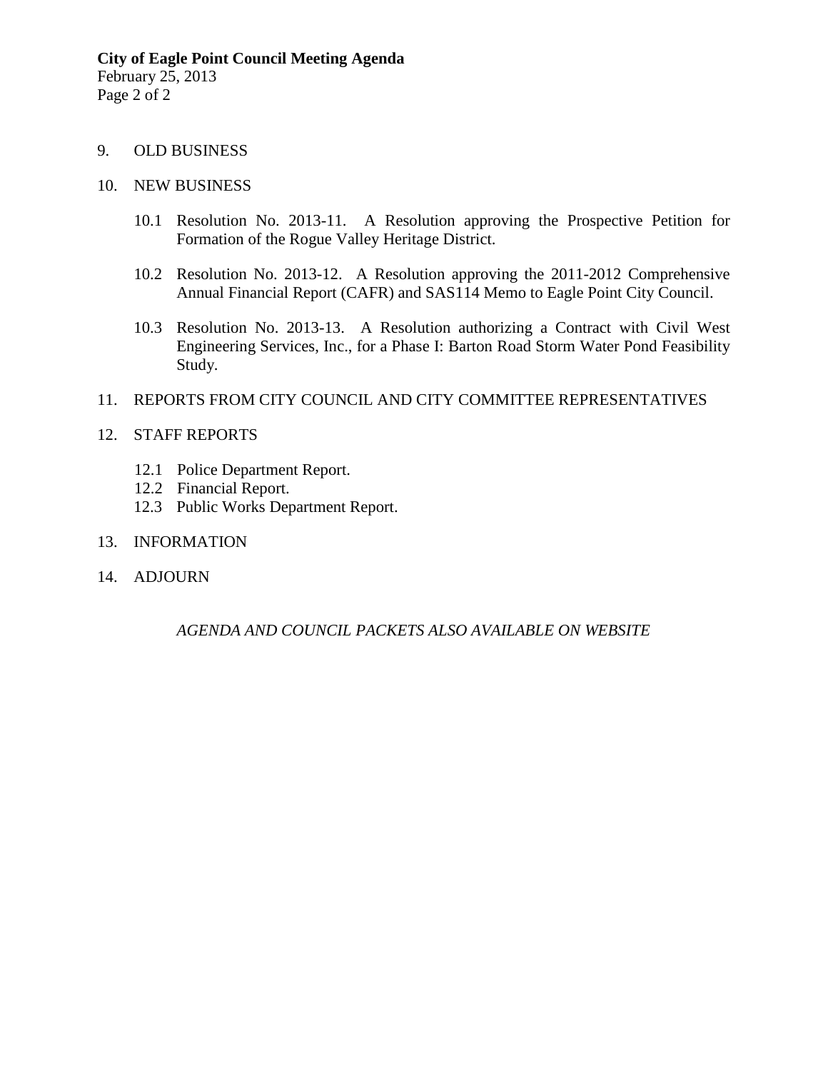9. OLD BUSINESS

10. NEW BUSINESS

    10.1 Resolution No. 2013-11. A Resolution approving the Prospective Petition for Formation of the Rogue Valley Heritage District.

    10.2 Resolution No. 2013-12. A Resolution approving the 2011-2012 Comprehensive Annual Financial Report (CAFR) and SAS114 Memo to Eagle Point City Council.

    10.3 Resolution No. 2013-13. A Resolution authorizing a Contract with Civil West Engineering Services, Inc., for a Phase I: Barton Road Storm Water Pond Feasibility Study.

11. REPORTS FROM CITY COUNCIL AND CITY COMMITTEE REPRESENTATIVES

12. STAFF REPORTS

    12.1 Police Department Report.
    12.2 Financial Report.
    12.3 Public Works Department Report.

13. INFORMATION

14. ADJOURN

*AGENDA AND COUNCIL PACKETS ALSO AVAILABLE ON WEBSITE*